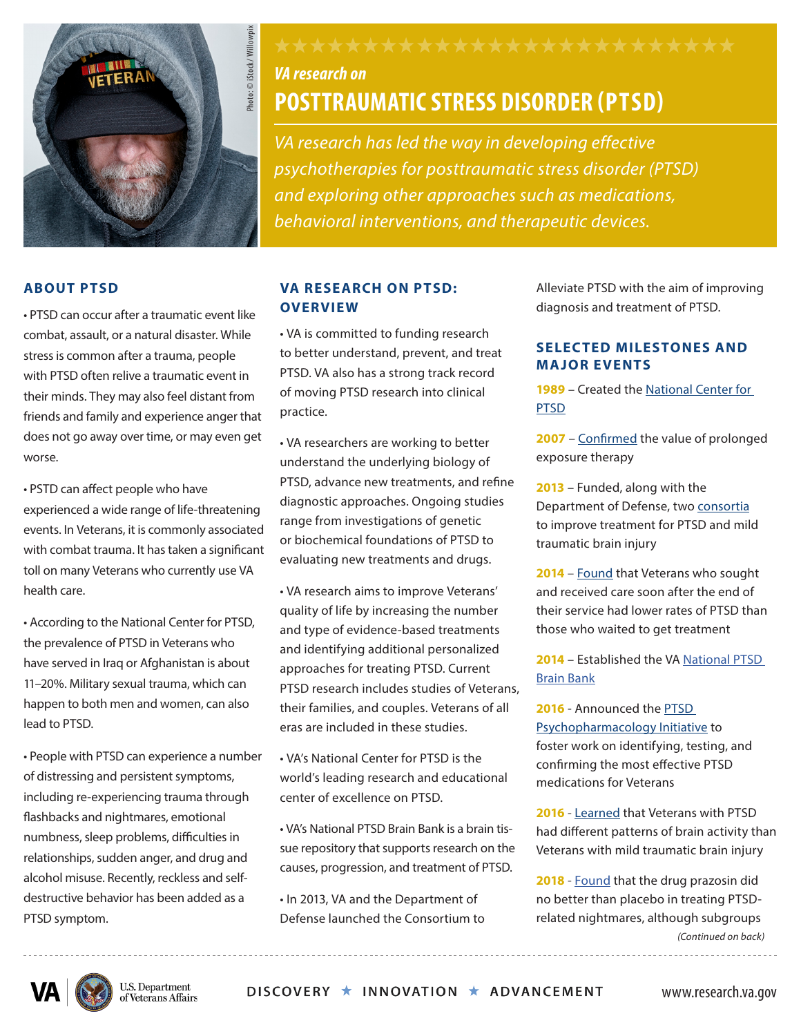*VA research on*

# POSTTRAUMATIC STRESS DISORDER (PTSD)

*VA research has led the way in developing effective psychotherapies for posttraumatic stress disorder (PTSD) and exploring other approaches such as medications, behavioral interventions, and therapeutic devices.*

Photo: © iStock/ Willowpix

## ABOUT PTSD

• PTSD can occur after a traumatic event like combat, assault, or a natural disaster. While stress is common after a trauma, people with PTSD often relive a traumatic event in their minds. They may also feel distant from friends and family and experience anger that does not go away over time, or may even get worse.

• PSTD can affect people who have experienced a wide range of life-threatening events. In Veterans, it is commonly associated with combat trauma. It has taken a significant toll on many Veterans who currently use VA health care.

• According to the National Center for PTSD, the prevalence of PTSD in Veterans who have served in Iraq or Afghanistan is about 11–20%. Military sexual trauma, which can happen to both men and women, can also lead to PTSD.

• People with PTSD can experience a number of distressing and persistent symptoms, including re-experiencing trauma through flashbacks and nightmares, emotional numbness, sleep problems, difficulties in relationships, sudden anger, and drug and alcohol misuse. Recently, reckless and self-destructive behavior has been added as a PTSD symptom.

## VA RESEARCH ON PTSD: OVERVIEW

• VA is committed to funding research to better understand, prevent, and treat PTSD. VA also has a strong track record of moving PTSD research into clinical practice.

• VA researchers are working to better understand the underlying biology of PTSD, advance new treatments, and refine diagnostic approaches. Ongoing studies range from investigations of genetic or biochemical foundations of PTSD to evaluating new treatments and drugs.

• VA research aims to improve Veterans' quality of life by increasing the number and type of evidence-based treatments and identifying additional personalized approaches for treating PTSD. Current PTSD research includes studies of Veterans, their families, and couples. Veterans of all eras are included in these studies.

• VA's National Center for PTSD is the world's leading research and educational center of excellence on PTSD.

• VA's National PTSD Brain Bank is a brain tissue repository that supports research on the causes, progression, and treatment of PTSD.

• In 2013, VA and the Department of Defense launched the Consortium to Alleviate PTSD with the aim of improving diagnosis and treatment of PTSD.

## SELECTED MILESTONES AND MAJOR EVENTS

**1989** – Created the National Center for PTSD

**2007** – Confirmed the value of prolonged exposure therapy

**2013** – Funded, along with the Department of Defense, two consortia to improve treatment for PTSD and mild traumatic brain injury

**2014** – Found that Veterans who sought and received care soon after the end of their service had lower rates of PTSD than those who waited to get treatment

**2014** – Established the VA National PTSD Brain Bank

**2016** - Announced the PTSD Psychopharmacology Initiative to foster work on identifying, testing, and confirming the most effective PTSD medications for Veterans

**2016** - Learned that Veterans with PTSD had different patterns of brain activity than Veterans with mild traumatic brain injury

**2018** - Found that the drug prazosin did no better than placebo in treating PTSD-related nightmares, although subgroups

*(Continued on back)*

VA | U.S. Department of Veterans Affairs

DISCOVERY ★ INNOVATION ★ ADVANCEMENT

www.research.va.gov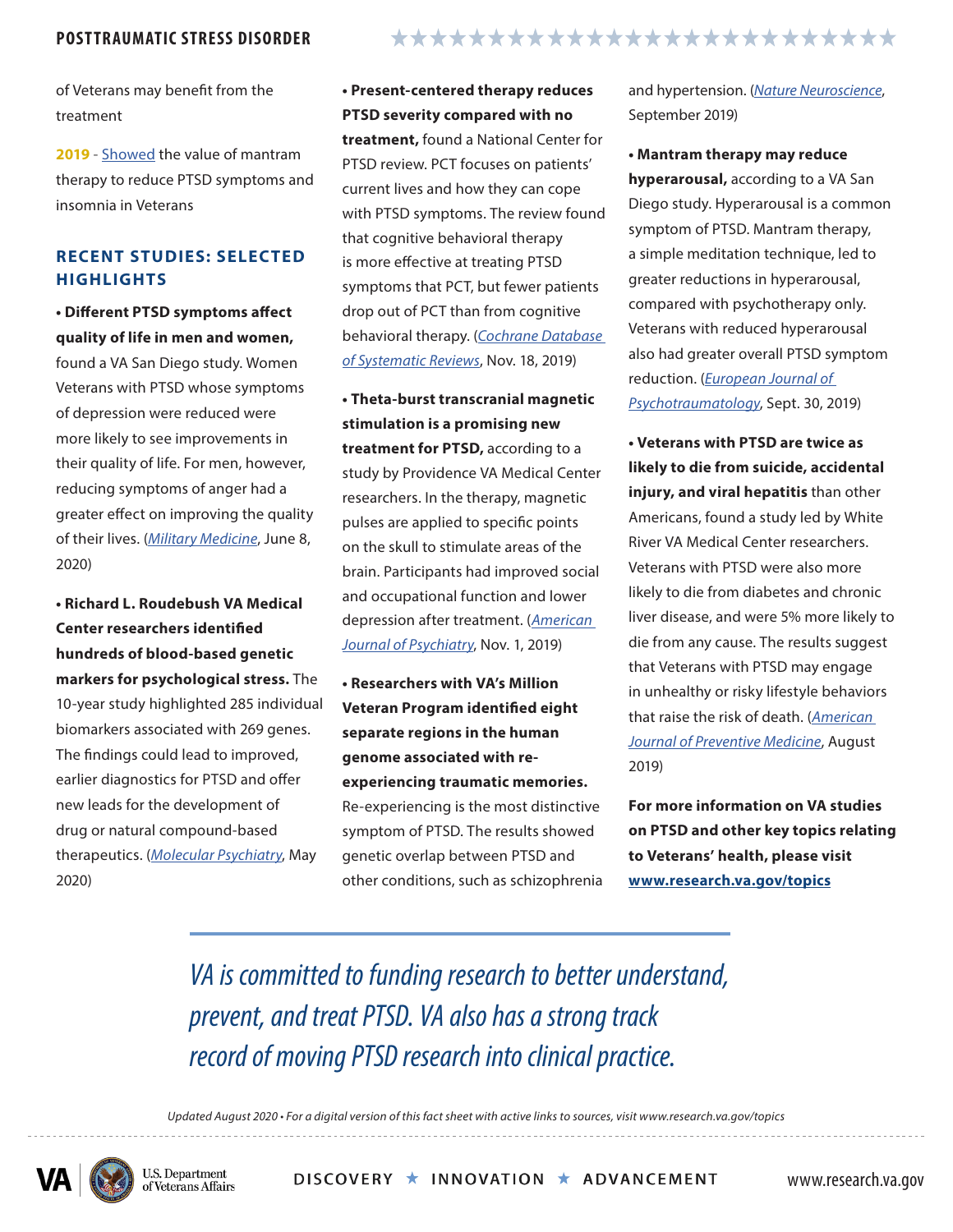of Veterans may benefit from the treatment

**2019** - Showed the value of mantram therapy to reduce PTSD symptoms and insomnia in Veterans

## RECENT STUDIES: SELECTED HIGHLIGHTS

- **Different PTSD symptoms affect quality of life in men and women,** found a VA San Diego study. Women Veterans with PTSD whose symptoms of depression were reduced were more likely to see improvements in their quality of life. For men, however, reducing symptoms of anger had a greater effect on improving the quality of their lives. (*Military Medicine*, June 8, 2020)

- **Richard L. Roudebush VA Medical Center researchers identified hundreds of blood-based genetic markers for psychological stress.** The 10-year study highlighted 285 individual biomarkers associated with 269 genes. The findings could lead to improved, earlier diagnostics for PTSD and offer new leads for the development of drug or natural compound-based therapeutics. (*Molecular Psychiatry*, May 2020)

- **Present-centered therapy reduces PTSD severity compared with no treatment,** found a National Center for PTSD review. PCT focuses on patients' current lives and how they can cope with PTSD symptoms. The review found that cognitive behavioral therapy is more effective at treating PTSD symptoms that PCT, but fewer patients drop out of PCT than from cognitive behavioral therapy. (*Cochrane Database of Systematic Reviews*, Nov. 18, 2019)

- **Theta-burst transcranial magnetic stimulation is a promising new treatment for PTSD,** according to a study by Providence VA Medical Center researchers. In the therapy, magnetic pulses are applied to specific points on the skull to stimulate areas of the brain. Participants had improved social and occupational function and lower depression after treatment. (*American Journal of Psychiatry*, Nov. 1, 2019)

- **Researchers with VA's Million Veteran Program identified eight separate regions in the human genome associated with re-experiencing traumatic memories.** Re-experiencing is the most distinctive symptom of PTSD. The results showed genetic overlap between PTSD and other conditions, such as schizophrenia and hypertension. (*Nature Neuroscience*, September 2019)

- **Mantram therapy may reduce hyperarousal,** according to a VA San Diego study. Hyperarousal is a common symptom of PTSD. Mantram therapy, a simple meditation technique, led to greater reductions in hyperarousal, compared with psychotherapy only. Veterans with reduced hyperarousal also had greater overall PTSD symptom reduction. (*European Journal of Psychotraumatology*, Sept. 30, 2019)

- **Veterans with PTSD are twice as likely to die from suicide, accidental injury, and viral hepatitis** than other Americans, found a study led by White River VA Medical Center researchers. Veterans with PTSD were also more likely to die from diabetes and chronic liver disease, and were 5% more likely to die from any cause. The results suggest that Veterans with PTSD may engage in unhealthy or risky lifestyle behaviors that raise the risk of death. (*American Journal of Preventive Medicine*, August 2019)

**For more information on VA studies on PTSD and other key topics relating to Veterans' health, please visit www.research.va.gov/topics**

*VA is committed to funding research to better understand, prevent, and treat PTSD. VA also has a strong track record of moving PTSD research into clinical practice.*

*Updated August 2020 • For a digital version of this fact sheet with active links to sources, visit www.research.va.gov/topics*

VA U.S. Department of Veterans Affairs

DISCOVERY ★ INNOVATION ★ ADVANCEMENT

www.research.va.gov